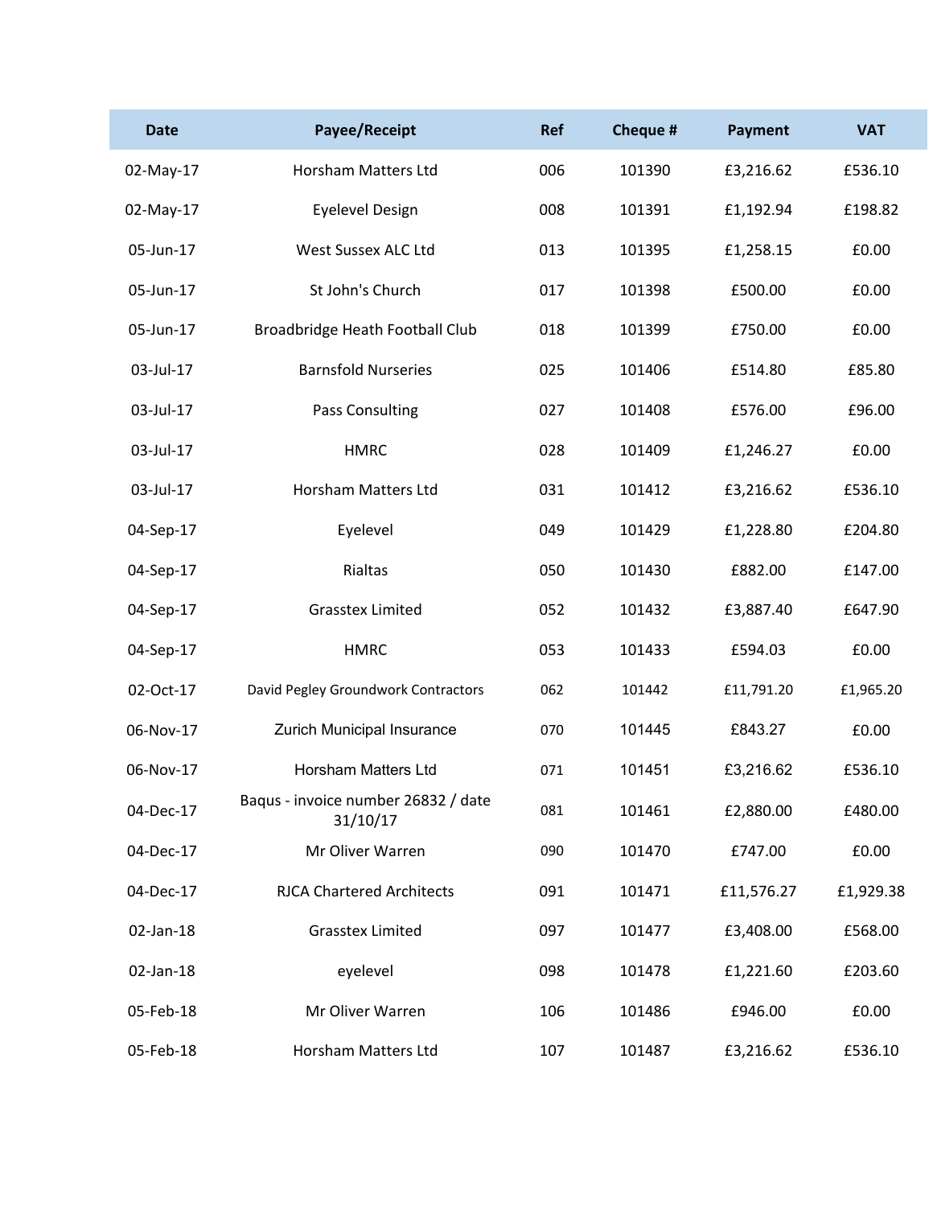| Date | Payee/Receipt | Ref | Cheque # | Payment | VAT |
|---|---|---|---|---|---|
| 02-May-17 | Horsham Matters Ltd | 006 | 101390 | £3,216.62 | £536.10 |
| 02-May-17 | Eyelevel Design | 008 | 101391 | £1,192.94 | £198.82 |
| 05-Jun-17 | West Sussex ALC Ltd | 013 | 101395 | £1,258.15 | £0.00 |
| 05-Jun-17 | St John's Church | 017 | 101398 | £500.00 | £0.00 |
| 05-Jun-17 | Broadbridge Heath Football Club | 018 | 101399 | £750.00 | £0.00 |
| 03-Jul-17 | Barnsfold Nurseries | 025 | 101406 | £514.80 | £85.80 |
| 03-Jul-17 | Pass Consulting | 027 | 101408 | £576.00 | £96.00 |
| 03-Jul-17 | HMRC | 028 | 101409 | £1,246.27 | £0.00 |
| 03-Jul-17 | Horsham Matters Ltd | 031 | 101412 | £3,216.62 | £536.10 |
| 04-Sep-17 | Eyelevel | 049 | 101429 | £1,228.80 | £204.80 |
| 04-Sep-17 | Rialtas | 050 | 101430 | £882.00 | £147.00 |
| 04-Sep-17 | Grasstex Limited | 052 | 101432 | £3,887.40 | £647.90 |
| 04-Sep-17 | HMRC | 053 | 101433 | £594.03 | £0.00 |
| 02-Oct-17 | David Pegley Groundwork Contractors | 062 | 101442 | £11,791.20 | £1,965.20 |
| 06-Nov-17 | Zurich Municipal Insurance | 070 | 101445 | £843.27 | £0.00 |
| 06-Nov-17 | Horsham Matters Ltd | 071 | 101451 | £3,216.62 | £536.10 |
| 04-Dec-17 | Baqus - invoice number 26832 / date 31/10/17 | 081 | 101461 | £2,880.00 | £480.00 |
| 04-Dec-17 | Mr Oliver Warren | 090 | 101470 | £747.00 | £0.00 |
| 04-Dec-17 | RJCA Chartered Architects | 091 | 101471 | £11,576.27 | £1,929.38 |
| 02-Jan-18 | Grasstex Limited | 097 | 101477 | £3,408.00 | £568.00 |
| 02-Jan-18 | eyelevel | 098 | 101478 | £1,221.60 | £203.60 |
| 05-Feb-18 | Mr Oliver Warren | 106 | 101486 | £946.00 | £0.00 |
| 05-Feb-18 | Horsham Matters Ltd | 107 | 101487 | £3,216.62 | £536.10 |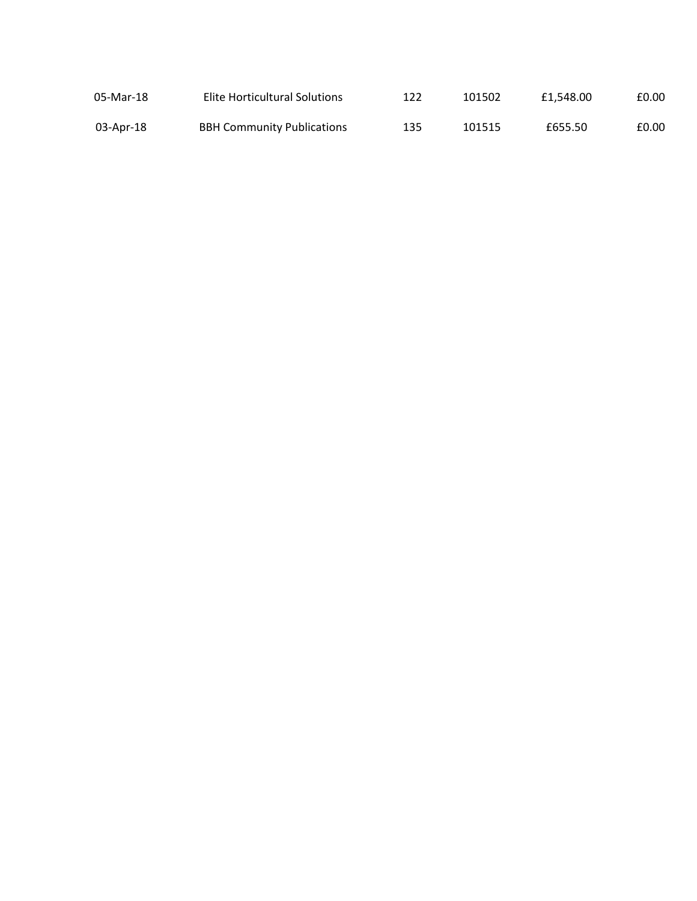| | | | | | |
|---|---|---|---|---|---|
| 05-Mar-18 | Elite Horticultural Solutions | 122 | 101502 | £1,548.00 | £0.00 |
| 03-Apr-18 | BBH Community Publications | 135 | 101515 | £655.50 | £0.00 |